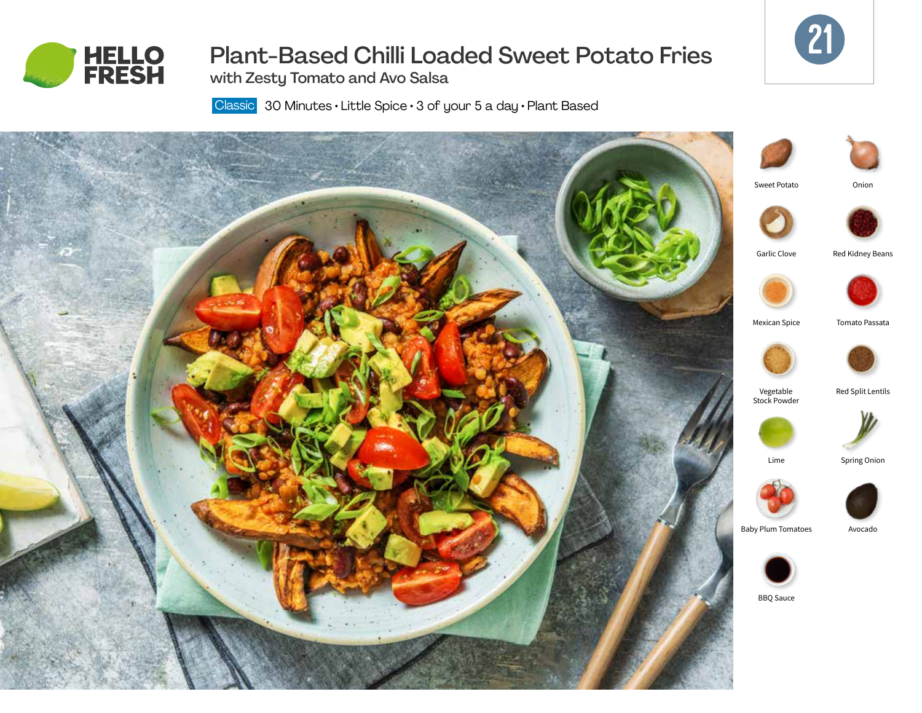HELLO FRESH

# Plant-Based Chilli Loaded Sweet Potato Fries

## with Zesty Tomato and Avo Salsa

21

Classic 30 Minutes • Little Spice • 3 of your 5 a day • Plant Based

- Sweet Potato
- Onion
- Garlic Clove
- Red Kidney Beans
- Mexican Spice
- Tomato Passata
- Vegetable Stock Powder
- Red Split Lentils
- Lime
- Spring Onion
- Baby Plum Tomatoes
- Avocado
- BBQ Sauce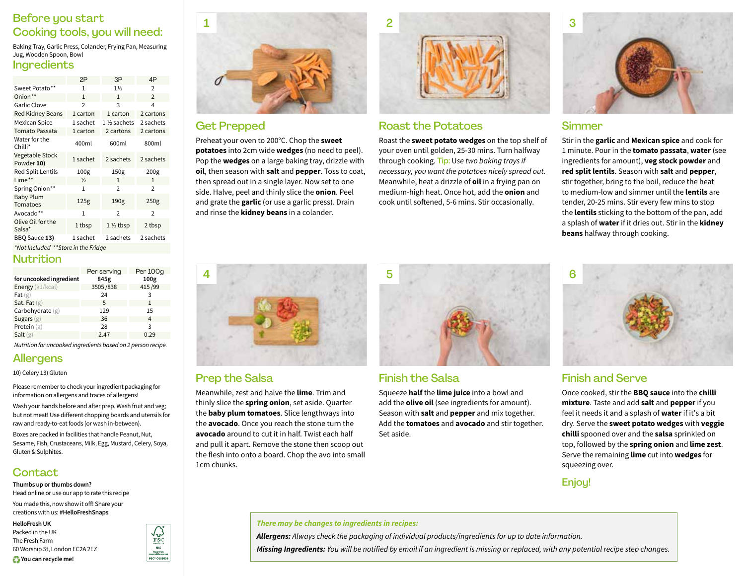## Before you start

## Cooking tools, you will need:

Baking Tray, Garlic Press, Colander, Frying Pan, Measuring Jug, Wooden Spoon, Bowl

## Ingredients

| | 2P | 3P | 4P |
|---|---|---|---|
| Sweet Potato** | 1 | 1½ | 2 |
| Onion** | 1 | 1 | 2 |
| Garlic Clove | 2 | 3 | 4 |
| Red Kidney Beans | 1 carton | 1 carton | 2 cartons |
| Mexican Spice | 1 sachet | 1 ½ sachets | 2 sachets |
| Tomato Passata | 1 carton | 2 cartons | 2 cartons |
| Water for the Chilli* | 400ml | 600ml | 800ml |
| Vegetable Stock Powder **10)** | 1 sachet | 2 sachets | 2 sachets |
| Red Split Lentils | 100g | 150g | 200g |
| Lime** | ½ | 1 | 1 |
| Spring Onion** | 1 | 2 | 2 |
| Baby Plum Tomatoes | 125g | 190g | 250g |
| Avocado** | 1 | 2 | 2 |
| Olive Oil for the Salsa* | 1 tbsp | 1 ½ tbsp | 2 tbsp |
| BBQ Sauce **13)** | 1 sachet | 2 sachets | 2 sachets |

*\*Not Included \*\*Store in the Fridge*

## Nutrition

| | Per serving | Per 100g |
|---|---|---|
| **for uncooked ingredient** | **845g** | **100g** |
| Energy (kJ/kcal) | 3505 /838 | 415 /99 |
| Fat (g) | 24 | 3 |
| Sat. Fat (g) | 5 | 1 |
| Carbohydrate (g) | 129 | 15 |
| Sugars (g) | 36 | 4 |
| Protein (g) | 28 | 3 |
| Salt (g) | 2.47 | 0.29 |

*Nutrition for uncooked ingredients based on 2 person recipe.*

## Allergens

10) Celery 13) Gluten

Please remember to check your ingredient packaging for information on allergens and traces of allergens!

Wash your hands before and after prep. Wash fruit and veg; but not meat! Use different chopping boards and utensils for raw and ready-to-eat foods (or wash in-between).

Boxes are packed in facilities that handle Peanut, Nut, Sesame, Fish, Crustaceans, Milk, Egg, Mustard, Celery, Soya, Gluten & Sulphites.

## Contact

**Thumbs up or thumbs down?**
Head online or use our app to rate this recipe

You made this, now show it off! Share your creations with us: **#HelloFreshSnaps**

**HelloFresh UK**
Packed in the UK
The Fresh Farm
60 Worship St, London EC2A 2EZ

**You can recycle me!**

## 1 Get Prepped

Preheat your oven to 200°C. Chop the **sweet potatoes** into 2cm wide **wedges** (no need to peel). Pop the **wedges** on a large baking tray, drizzle with **oil**, then season with **salt** and **pepper**. Toss to coat, then spread out in a single layer. Now set to one side. Halve, peel and thinly slice the **onion**. Peel and grate the **garlic** (or use a garlic press). Drain and rinse the **kidney beans** in a colander.

## 2 Roast the Potatoes

Roast the **sweet potato wedges** on the top shelf of your oven until golden, 25-30 mins. Turn halfway through cooking. Tip: *Use two baking trays if necessary, you want the potatoes nicely spread out.* Meanwhile, heat a drizzle of **oil** in a frying pan on medium-high heat. Once hot, add the **onion** and cook until softened, 5-6 mins. Stir occasionally.

## 3 Simmer

Stir in the **garlic** and **Mexican spice** and cook for 1 minute. Pour in the **tomato passata**, **water** (see ingredients for amount), **veg stock powder** and **red split lentils**. Season with **salt** and **pepper**, stir together, bring to the boil, reduce the heat to medium-low and simmer until the **lentils** are tender, 20-25 mins. Stir every few mins to stop the **lentils** sticking to the bottom of the pan, add a splash of **water** if it dries out. Stir in the **kidney beans** halfway through cooking.

## 4 Prep the Salsa

Meanwhile, zest and halve the **lime**. Trim and thinly slice the **spring onion**, set aside. Quarter the **baby plum tomatoes**. Slice lengthways into the **avocado**. Once you reach the stone turn the **avocado** around to cut it in half. Twist each half and pull it apart. Remove the stone then scoop out the flesh into onto a board. Chop the avo into small 1cm chunks.

## 5 Finish the Salsa

Squeeze **half** the **lime juice** into a bowl and add the **olive oil** (see ingredients for amount). Season with **salt** and **pepper** and mix together. Add the **tomatoes** and **avocado** and stir together. Set aside.

## 6 Finish and Serve

Once cooked, stir the **BBQ sauce** into the **chilli mixture**. Taste and add **salt** and **pepper** if you feel it needs it and a splash of **water** if it's a bit dry. Serve the **sweet potato wedges** with **veggie chilli** spooned over and the **salsa** sprinkled on top, followed by the **spring onion** and **lime zest**. Serve the remaining **lime** cut into **wedges** for squeezing over.

## Enjoy!

***There may be changes to ingredients in recipes:***

***Allergens:*** *Always check the packaging of individual products/ingredients for up to date information.*

***Missing Ingredients:*** *You will be notified by email if an ingredient is missing or replaced, with any potential recipe step changes.*